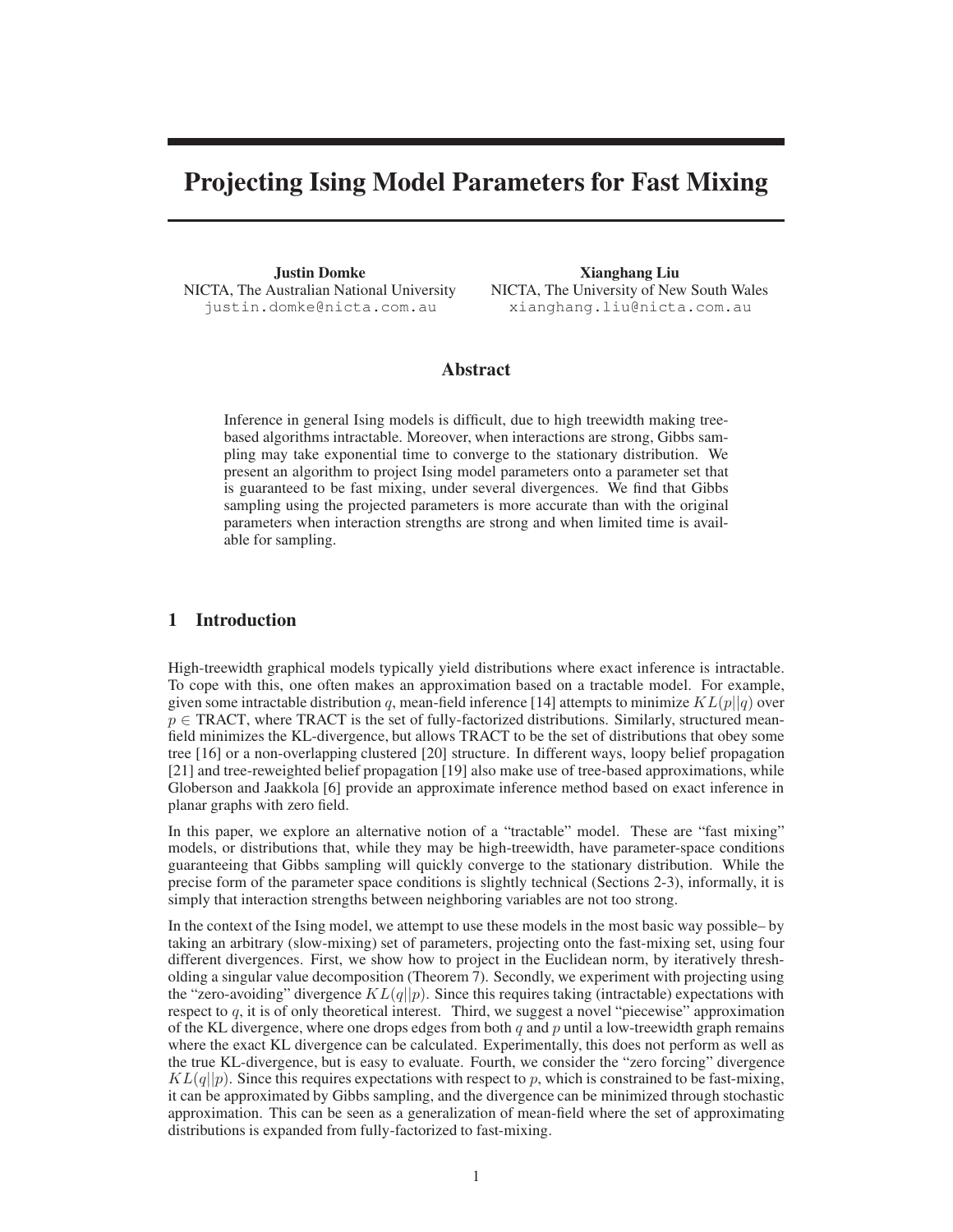# Projecting Ising Model Parameters for Fast Mixing

**Justin Domke**
NICTA, The Australian National University
justin.domke@nicta.com.au

**Xianghang Liu**
NICTA, The University of New South Wales
xianghang.liu@nicta.com.au

## Abstract

Inference in general Ising models is difficult, due to high treewidth making tree-based algorithms intractable. Moreover, when interactions are strong, Gibbs sampling may take exponential time to converge to the stationary distribution. We present an algorithm to project Ising model parameters onto a parameter set that is guaranteed to be fast mixing, under several divergences. We find that Gibbs sampling using the projected parameters is more accurate than with the original parameters when interaction strengths are strong and when limited time is available for sampling.

## 1 Introduction

High-treewidth graphical models typically yield distributions where exact inference is intractable. To cope with this, one often makes an approximation based on a tractable model. For example, given some intractable distribution $q$, mean-field inference [14] attempts to minimize $KL(p||q)$ over $p \in$ TRACT, where TRACT is the set of fully-factorized distributions. Similarly, structured mean-field minimizes the KL-divergence, but allows TRACT to be the set of distributions that obey some tree [16] or a non-overlapping clustered [20] structure. In different ways, loopy belief propagation [21] and tree-reweighted belief propagation [19] also make use of tree-based approximations, while Globerson and Jaakkola [6] provide an approximate inference method based on exact inference in planar graphs with zero field.

In this paper, we explore an alternative notion of a "tractable" model. These are "fast mixing" models, or distributions that, while they may be high-treewidth, have parameter-space conditions guaranteeing that Gibbs sampling will quickly converge to the stationary distribution. While the precise form of the parameter space conditions is slightly technical (Sections 2-3), informally, it is simply that interaction strengths between neighboring variables are not too strong.

In the context of the Ising model, we attempt to use these models in the most basic way possible– by taking an arbitrary (slow-mixing) set of parameters, projecting onto the fast-mixing set, using four different divergences. First, we show how to project in the Euclidean norm, by iteratively thresholding a singular value decomposition (Theorem 7). Secondly, we experiment with projecting using the "zero-avoiding" divergence $KL(q||p)$. Since this requires taking (intractable) expectations with respect to $q$, it is of only theoretical interest. Third, we suggest a novel "piecewise" approximation of the KL divergence, where one drops edges from both $q$ and $p$ until a low-treewidth graph remains where the exact KL divergence can be calculated. Experimentally, this does not perform as well as the true KL-divergence, but is easy to evaluate. Fourth, we consider the "zero forcing" divergence $KL(q||p)$. Since this requires expectations with respect to $p$, which is constrained to be fast-mixing, it can be approximated by Gibbs sampling, and the divergence can be minimized through stochastic approximation. This can be seen as a generalization of mean-field where the set of approximating distributions is expanded from fully-factorized to fast-mixing.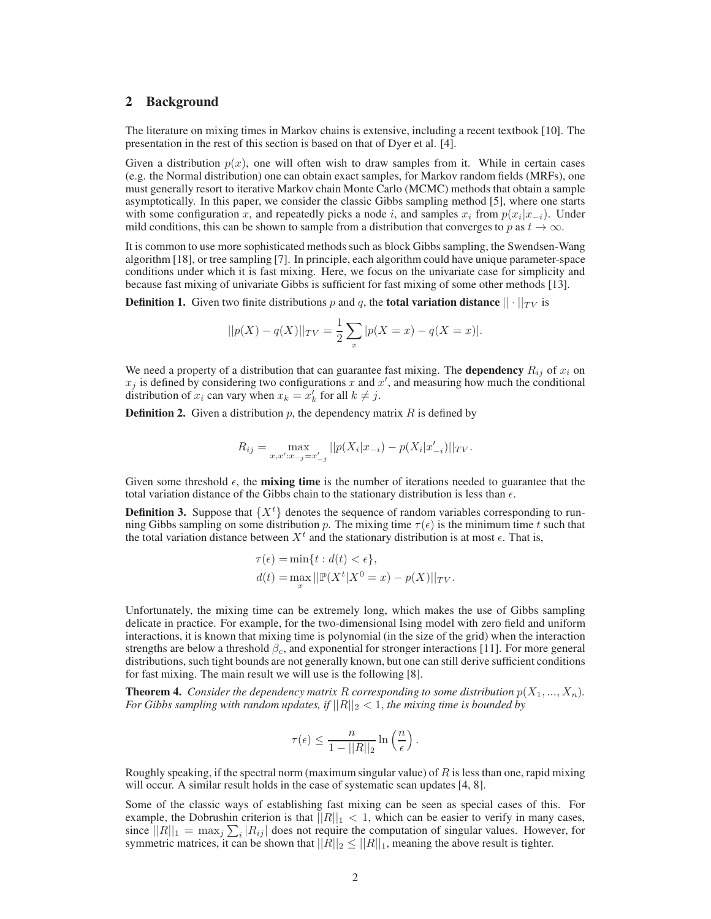## 2 Background

The literature on mixing times in Markov chains is extensive, including a recent textbook [10]. The presentation in the rest of this section is based on that of Dyer et al. [4].

Given a distribution $p(x)$, one will often wish to draw samples from it. While in certain cases (e.g. the Normal distribution) one can obtain exact samples, for Markov random fields (MRFs), one must generally resort to iterative Markov chain Monte Carlo (MCMC) methods that obtain a sample asymptotically. In this paper, we consider the classic Gibbs sampling method [5], where one starts with some configuration $x$, and repeatedly picks a node $i$, and samples $x_i$ from $p(x_i|x_{-i})$. Under mild conditions, this can be shown to sample from a distribution that converges to $p$ as $t \to \infty$.

It is common to use more sophisticated methods such as block Gibbs sampling, the Swendsen-Wang algorithm [18], or tree sampling [7]. In principle, each algorithm could have unique parameter-space conditions under which it is fast mixing. Here, we focus on the univariate case for simplicity and because fast mixing of univariate Gibbs is sufficient for fast mixing of some other methods [13].

**Definition 1.** Given two finite distributions $p$ and $q$, the **total variation distance** $||\cdot||_{TV}$ is

$$||p(X) - q(X)||_{TV} = \frac{1}{2} \sum_{x} |p(X = x) - q(X = x)|.$$

We need a property of a distribution that can guarantee fast mixing. The **dependency** $R_{ij}$ of $x_i$ on $x_j$ is defined by considering two configurations $x$ and $x'$, and measuring how much the conditional distribution of $x_i$ can vary when $x_k = x'_k$ for all $k \neq j$.

**Definition 2.** Given a distribution $p$, the dependency matrix $R$ is defined by

$$R_{ij} = \max_{x, x' : x_{-j} = x'_{-j}} ||p(X_i|x_{-i}) - p(X_i|x'_{-i})||_{TV}.$$

Given some threshold $\epsilon$, the **mixing time** is the number of iterations needed to guarantee that the total variation distance of the Gibbs chain to the stationary distribution is less than $\epsilon$.

**Definition 3.** Suppose that $\{X^t\}$ denotes the sequence of random variables corresponding to running Gibbs sampling on some distribution $p$. The mixing time $\tau(\epsilon)$ is the minimum time $t$ such that the total variation distance between $X^t$ and the stationary distribution is at most $\epsilon$. That is,

$$\begin{aligned}
\tau(\epsilon) &= \min\{t : d(t) < \epsilon\}, \\
d(t) &= \max_{x} ||\mathbb{P}(X^t|X^0 = x) - p(X)||_{TV}.
\end{aligned}$$

Unfortunately, the mixing time can be extremely long, which makes the use of Gibbs sampling delicate in practice. For example, for the two-dimensional Ising model with zero field and uniform interactions, it is known that mixing time is polynomial (in the size of the grid) when the interaction strengths are below a threshold $\beta_c$, and exponential for stronger interactions [11]. For more general distributions, such tight bounds are not generally known, but one can still derive sufficient conditions for fast mixing. The main result we will use is the following [8].

**Theorem 4.** *Consider the dependency matrix $R$ corresponding to some distribution $p(X_1, ..., X_n)$. For Gibbs sampling with random updates, if $||R||_2 < 1$, the mixing time is bounded by*

$$\tau(\epsilon) \leq \frac{n}{1 - ||R||_2} \ln\left(\frac{n}{\epsilon}\right).$$

Roughly speaking, if the spectral norm (maximum singular value) of $R$ is less than one, rapid mixing will occur. A similar result holds in the case of systematic scan updates [4, 8].

Some of the classic ways of establishing fast mixing can be seen as special cases of this. For example, the Dobrushin criterion is that $||R||_1 < 1$, which can be easier to verify in many cases, since $||R||_1 = \max_j \sum_i |R_{ij}|$ does not require the computation of singular values. However, for symmetric matrices, it can be shown that $||R||_2 \leq ||R||_1$, meaning the above result is tighter.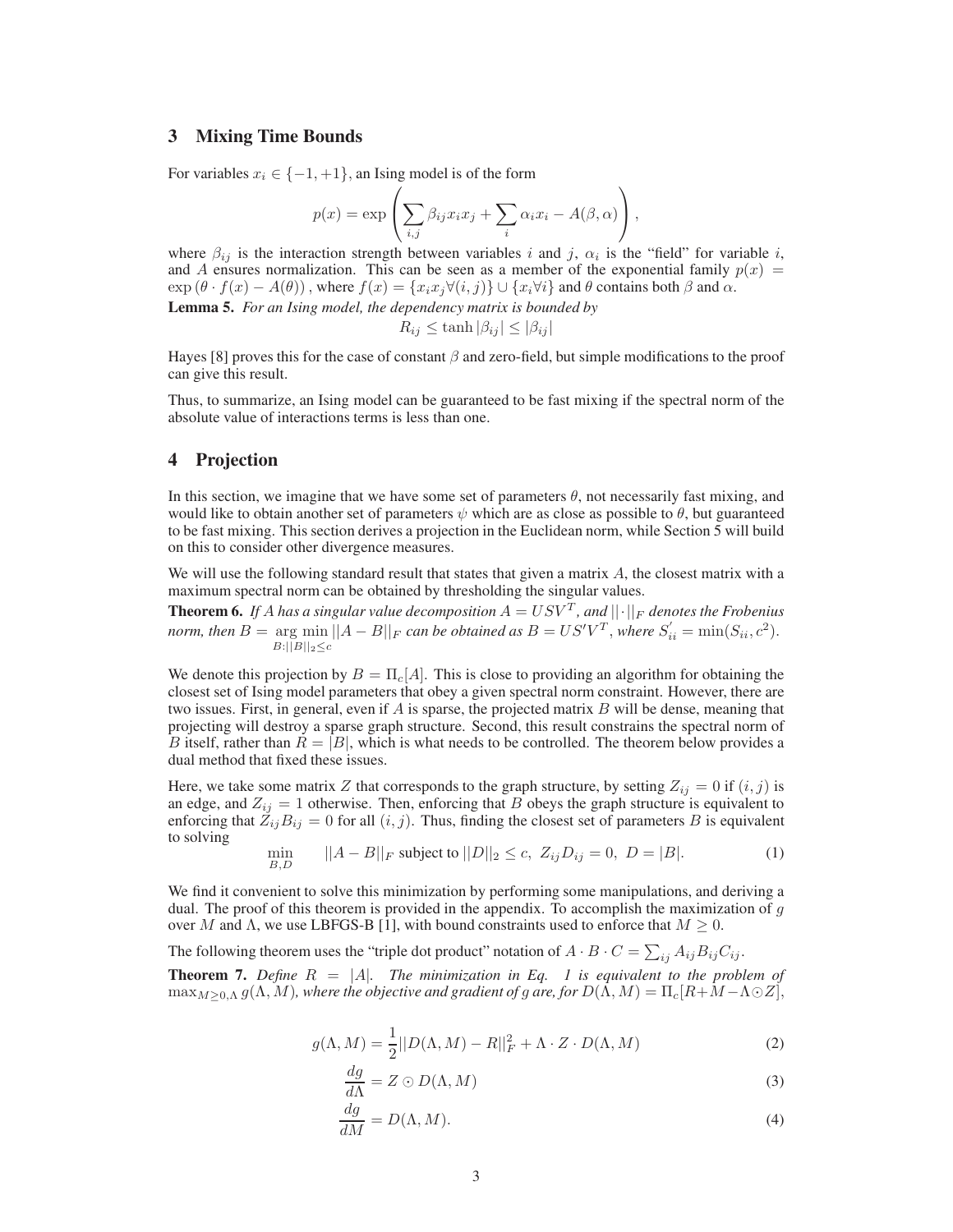## 3 Mixing Time Bounds

For variables $x_i \in \{-1, +1\}$, an Ising model is of the form

$$p(x) = \exp\left(\sum_{i,j} \beta_{ij} x_i x_j + \sum_i \alpha_i x_i - A(\beta, \alpha)\right),$$

where $\beta_{ij}$ is the interaction strength between variables $i$ and $j$, $\alpha_i$ is the "field" for variable $i$, and $A$ ensures normalization. This can be seen as a member of the exponential family $p(x) = \exp\left(\theta \cdot f(x) - A(\theta)\right)$, where $f(x) = \{x_i x_j \forall (i,j)\} \cup \{x_i \forall i\}$ and $\theta$ contains both $\beta$ and $\alpha$.

**Lemma 5.** *For an Ising model, the dependency matrix is bounded by*

$$R_{ij} \leq \tanh |\beta_{ij}| \leq |\beta_{ij}|$$

Hayes [8] proves this for the case of constant $\beta$ and zero-field, but simple modifications to the proof can give this result.

Thus, to summarize, an Ising model can be guaranteed to be fast mixing if the spectral norm of the absolute value of interactions terms is less than one.

## 4 Projection

In this section, we imagine that we have some set of parameters $\theta$, not necessarily fast mixing, and would like to obtain another set of parameters $\psi$ which are as close as possible to $\theta$, but guaranteed to be fast mixing. This section derives a projection in the Euclidean norm, while Section 5 will build on this to consider other divergence measures.

We will use the following standard result that states that given a matrix $A$, the closest matrix with a maximum spectral norm can be obtained by thresholding the singular values.

**Theorem 6.** *If $A$ has a singular value decomposition $A = USV^T$, and $||\cdot||_F$ denotes the Frobenius norm, then $B = \underset{B:||B||_2 \leq c}{\arg\min} ||A - B||_F$ can be obtained as $B = US'V^T$, where $S'_{ii} = \min(S_{ii}, c^2)$.*

We denote this projection by $B = \Pi_c[A]$. This is close to providing an algorithm for obtaining the closest set of Ising model parameters that obey a given spectral norm constraint. However, there are two issues. First, in general, even if $A$ is sparse, the projected matrix $B$ will be dense, meaning that projecting will destroy a sparse graph structure. Second, this result constrains the spectral norm of $B$ itself, rather than $R = |B|$, which is what needs to be controlled. The theorem below provides a dual method that fixed these issues.

Here, we take some matrix $Z$ that corresponds to the graph structure, by setting $Z_{ij} = 0$ if $(i,j)$ is an edge, and $Z_{ij} = 1$ otherwise. Then, enforcing that $B$ obeys the graph structure is equivalent to enforcing that $Z_{ij} B_{ij} = 0$ for all $(i,j)$. Thus, finding the closest set of parameters $B$ is equivalent to solving

$$\min_{B,D} \quad ||A - B||_F \text{ subject to } ||D||_2 \leq c,\ Z_{ij} D_{ij} = 0,\ D = |B|. \tag{1}$$

We find it convenient to solve this minimization by performing some manipulations, and deriving a dual. The proof of this theorem is provided in the appendix. To accomplish the maximization of $g$ over $M$ and $\Lambda$, we use LBFGS-B [1], with bound constraints used to enforce that $M \geq 0$.

The following theorem uses the "triple dot product" notation of $A \cdot B \cdot C = \sum_{ij} A_{ij} B_{ij} C_{ij}$.

**Theorem 7.** *Define $R = |A|$. The minimization in Eq. 1 is equivalent to the problem of $\max_{M \geq 0, \Lambda} g(\Lambda, M)$, where the objective and gradient of $g$ are, for $D(\Lambda, M) = \Pi_c[R + M - \Lambda \odot Z]$,*

$$g(\Lambda, M) = \frac{1}{2}||D(\Lambda, M) - R||_F^2 + \Lambda \cdot Z \cdot D(\Lambda, M) \tag{2}$$

$$\frac{dg}{d\Lambda} = Z \odot D(\Lambda, M) \tag{3}$$

$$\frac{dg}{dM} = D(\Lambda, M). \tag{4}$$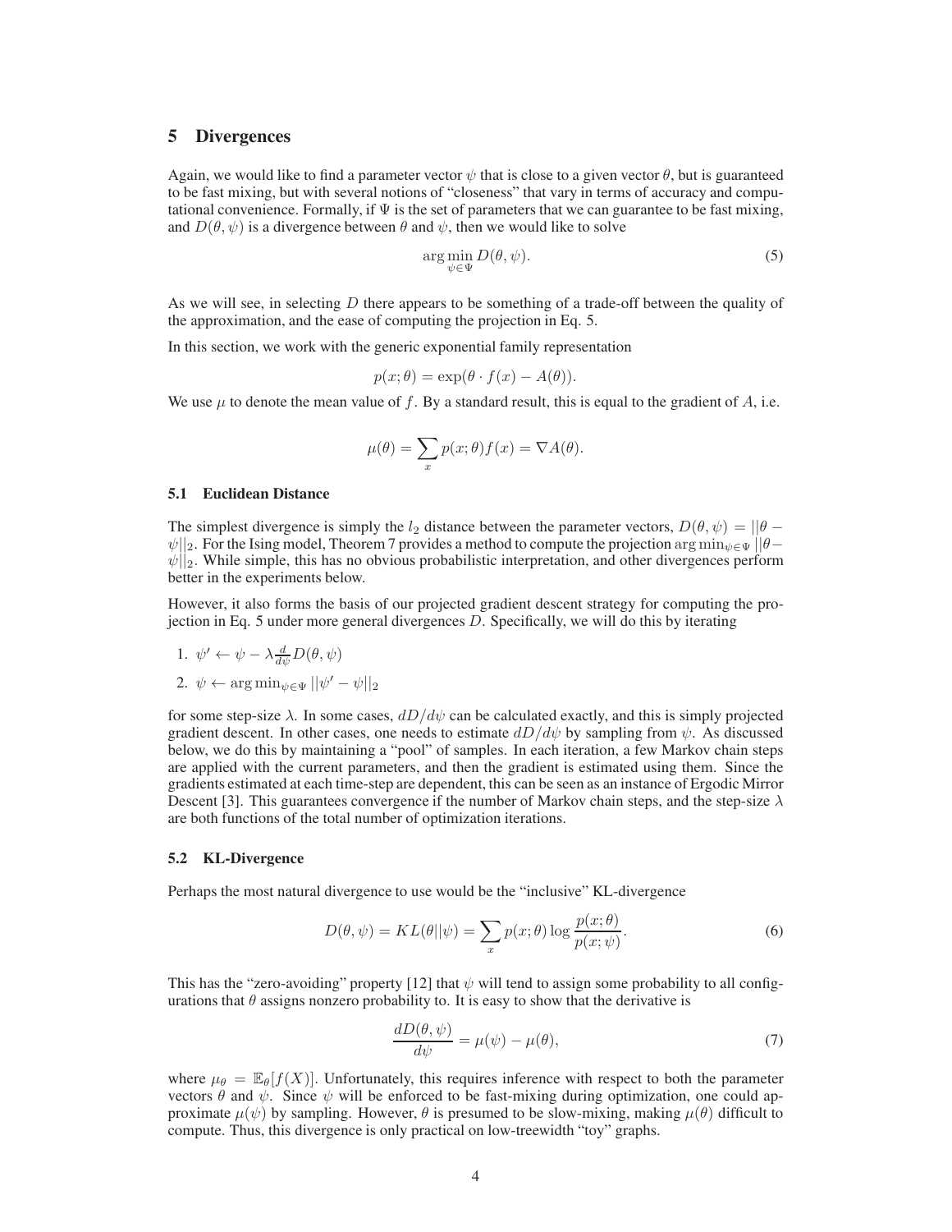## 5 Divergences

Again, we would like to find a parameter vector $\psi$ that is close to a given vector $\theta$, but is guaranteed to be fast mixing, but with several notions of "closeness" that vary in terms of accuracy and computational convenience. Formally, if $\Psi$ is the set of parameters that we can guarantee to be fast mixing, and $D(\theta, \psi)$ is a divergence between $\theta$ and $\psi$, then we would like to solve

$$\arg\min_{\psi \in \Psi} D(\theta, \psi). \tag{5}$$

As we will see, in selecting $D$ there appears to be something of a trade-off between the quality of the approximation, and the ease of computing the projection in Eq. 5.

In this section, we work with the generic exponential family representation

$$p(x; \theta) = \exp(\theta \cdot f(x) - A(\theta)).$$

We use $\mu$ to denote the mean value of $f$. By a standard result, this is equal to the gradient of $A$, i.e.

$$\mu(\theta) = \sum_x p(x; \theta) f(x) = \nabla A(\theta).$$

### 5.1 Euclidean Distance

The simplest divergence is simply the $l_2$ distance between the parameter vectors, $D(\theta, \psi) = ||\theta - \psi||_2$. For the Ising model, Theorem 7 provides a method to compute the projection $\arg\min_{\psi \in \Psi} ||\theta - \psi||_2$. While simple, this has no obvious probabilistic interpretation, and other divergences perform better in the experiments below.

However, it also forms the basis of our projected gradient descent strategy for computing the projection in Eq. 5 under more general divergences $D$. Specifically, we will do this by iterating

1. $\psi' \leftarrow \psi - \lambda \frac{d}{d\psi} D(\theta, \psi)$
2. $\psi \leftarrow \arg\min_{\psi \in \Psi} ||\psi' - \psi||_2$

for some step-size $\lambda$. In some cases, $dD/d\psi$ can be calculated exactly, and this is simply projected gradient descent. In other cases, one needs to estimate $dD/d\psi$ by sampling from $\psi$. As discussed below, we do this by maintaining a "pool" of samples. In each iteration, a few Markov chain steps are applied with the current parameters, and then the gradient is estimated using them. Since the gradients estimated at each time-step are dependent, this can be seen as an instance of Ergodic Mirror Descent [3]. This guarantees convergence if the number of Markov chain steps, and the step-size $\lambda$ are both functions of the total number of optimization iterations.

### 5.2 KL-Divergence

Perhaps the most natural divergence to use would be the "inclusive" KL-divergence

$$D(\theta, \psi) = KL(\theta || \psi) = \sum_x p(x; \theta) \log \frac{p(x; \theta)}{p(x; \psi)}. \tag{6}$$

This has the "zero-avoiding" property [12] that $\psi$ will tend to assign some probability to all configurations that $\theta$ assigns nonzero probability to. It is easy to show that the derivative is

$$\frac{dD(\theta, \psi)}{d\psi} = \mu(\psi) - \mu(\theta), \tag{7}$$

where $\mu_\theta = \mathbb{E}_\theta[f(X)]$. Unfortunately, this requires inference with respect to both the parameter vectors $\theta$ and $\psi$. Since $\psi$ will be enforced to be fast-mixing during optimization, one could approximate $\mu(\psi)$ by sampling. However, $\theta$ is presumed to be slow-mixing, making $\mu(\theta)$ difficult to compute. Thus, this divergence is only practical on low-treewidth "toy" graphs.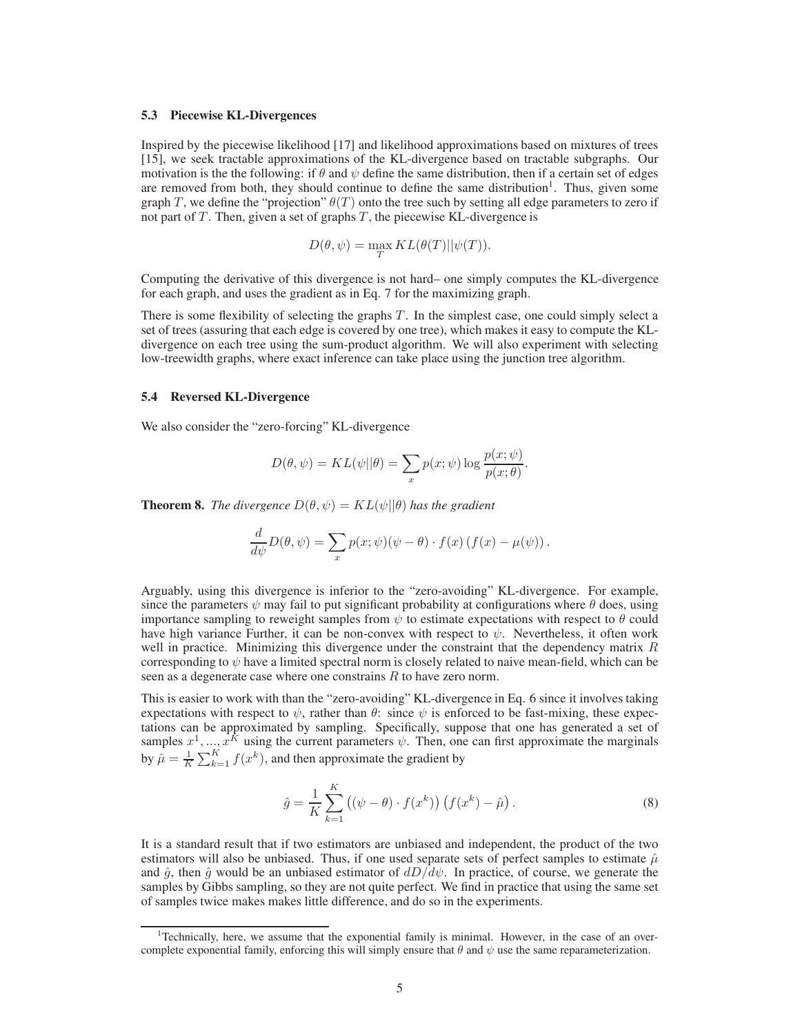### 5.3 Piecewise KL-Divergences

Inspired by the piecewise likelihood [17] and likelihood approximations based on mixtures of trees [15], we seek tractable approximations of the KL-divergence based on tractable subgraphs. Our motivation is the the following: if $\theta$ and $\psi$ define the same distribution, then if a certain set of edges are removed from both, they should continue to define the same distribution[1]. Thus, given some graph $T$, we define the "projection" $\theta(T)$ onto the tree such by setting all edge parameters to zero if not part of $T$. Then, given a set of graphs $T$, the piecewise KL-divergence is

$$D(\theta, \psi) = \max_{T} KL(\theta(T)||\psi(T)).$$

Computing the derivative of this divergence is not hard– one simply computes the KL-divergence for each graph, and uses the gradient as in Eq. 7 for the maximizing graph.

There is some flexibility of selecting the graphs $T$. In the simplest case, one could simply select a set of trees (assuring that each edge is covered by one tree), which makes it easy to compute the KL-divergence on each tree using the sum-product algorithm. We will also experiment with selecting low-treewidth graphs, where exact inference can take place using the junction tree algorithm.

### 5.4 Reversed KL-Divergence

We also consider the "zero-forcing" KL-divergence

$$D(\theta, \psi) = KL(\psi||\theta) = \sum_{x} p(x; \psi) \log \frac{p(x; \psi)}{p(x; \theta)}.$$

**Theorem 8.** *The divergence $D(\theta, \psi) = KL(\psi||\theta)$ has the gradient*

$$\frac{d}{d\psi} D(\theta, \psi) = \sum_{x} p(x; \psi)(\psi - \theta) \cdot f(x) \left(f(x) - \mu(\psi)\right).$$

Arguably, using this divergence is inferior to the "zero-avoiding" KL-divergence. For example, since the parameters $\psi$ may fail to put significant probability at configurations where $\theta$ does, using importance sampling to reweight samples from $\psi$ to estimate expectations with respect to $\theta$ could have high variance Further, it can be non-convex with respect to $\psi$. Nevertheless, it often work well in practice. Minimizing this divergence under the constraint that the dependency matrix $R$ corresponding to $\psi$ have a limited spectral norm is closely related to naive mean-field, which can be seen as a degenerate case where one constrains $R$ to have zero norm.

This is easier to work with than the "zero-avoiding" KL-divergence in Eq. 6 since it involves taking expectations with respect to $\psi$, rather than $\theta$: since $\psi$ is enforced to be fast-mixing, these expectations can be approximated by sampling. Specifically, suppose that one has generated a set of samples $x^1, ..., x^K$ using the current parameters $\psi$. Then, one can first approximate the marginals by $\hat{\mu} = \frac{1}{K} \sum_{k=1}^{K} f(x^k)$, and then approximate the gradient by

$$\hat{g} = \frac{1}{K} \sum_{k=1}^{K} \left((\psi - \theta) \cdot f(x^k)\right) \left(f(x^k) - \hat{\mu}\right). \tag{8}$$

It is a standard result that if two estimators are unbiased and independent, the product of the two estimators will also be unbiased. Thus, if one used separate sets of perfect samples to estimate $\hat{\mu}$ and $\hat{g}$, then $\hat{g}$ would be an unbiased estimator of $dD/d\psi$. In practice, of course, we generate the samples by Gibbs sampling, so they are not quite perfect. We find in practice that using the same set of samples twice makes makes little difference, and do so in the experiments.

---

[1] Technically, here, we assume that the exponential family is minimal. However, in the case of an overcomplete exponential family, enforcing this will simply ensure that $\theta$ and $\psi$ use the same reparameterization.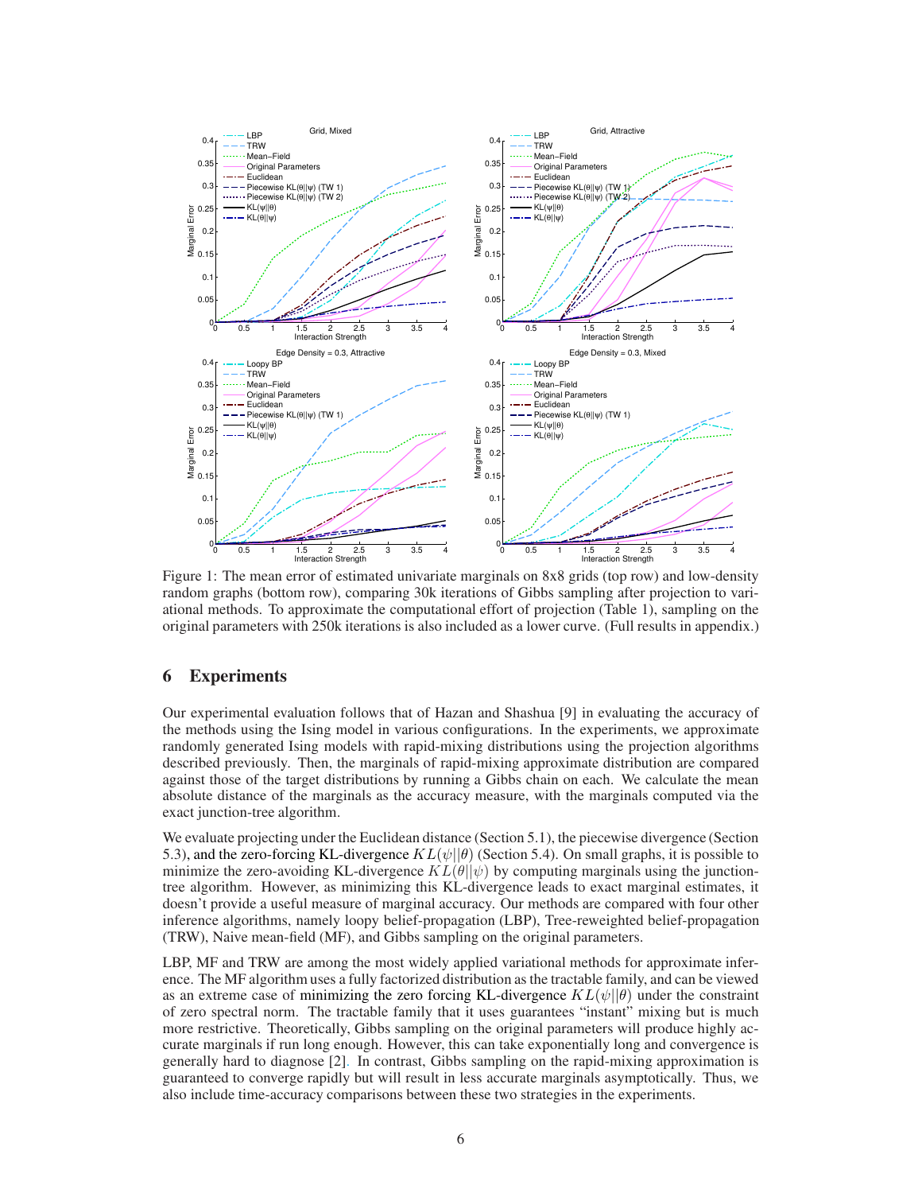Figure 1: The mean error of estimated univariate marginals on 8x8 grids (top row) and low-density random graphs (bottom row), comparing 30k iterations of Gibbs sampling after projection to variational methods. To approximate the computational effort of projection (Table 1), sampling on the original parameters with 250k iterations is also included as a lower curve. (Full results in appendix.)

## 6 Experiments

Our experimental evaluation follows that of Hazan and Shashua [9] in evaluating the accuracy of the methods using the Ising model in various configurations. In the experiments, we approximate randomly generated Ising models with rapid-mixing distributions using the projection algorithms described previously. Then, the marginals of rapid-mixing approximate distribution are compared against those of the target distributions by running a Gibbs chain on each. We calculate the mean absolute distance of the marginals as the accuracy measure, with the marginals computed via the exact junction-tree algorithm.

We evaluate projecting under the Euclidean distance (Section 5.1), the piecewise divergence (Section 5.3), and the zero-forcing KL-divergence $KL(\psi||\theta)$ (Section 5.4). On small graphs, it is possible to minimize the zero-avoiding KL-divergence $KL(\theta||\psi)$ by computing marginals using the junction-tree algorithm. However, as minimizing this KL-divergence leads to exact marginal estimates, it doesn't provide a useful measure of marginal accuracy. Our methods are compared with four other inference algorithms, namely loopy belief-propagation (LBP), Tree-reweighted belief-propagation (TRW), Naive mean-field (MF), and Gibbs sampling on the original parameters.

LBP, MF and TRW are among the most widely applied variational methods for approximate inference. The MF algorithm uses a fully factorized distribution as the tractable family, and can be viewed as an extreme case of minimizing the zero forcing KL-divergence $KL(\psi||\theta)$ under the constraint of zero spectral norm. The tractable family that it uses guarantees "instant" mixing but is much more restrictive. Theoretically, Gibbs sampling on the original parameters will produce highly accurate marginals if run long enough. However, this can take exponentially long and convergence is generally hard to diagnose [2]. In contrast, Gibbs sampling on the rapid-mixing approximation is guaranteed to converge rapidly but will result in less accurate marginals asymptotically. Thus, we also include time-accuracy comparisons between these two strategies in the experiments.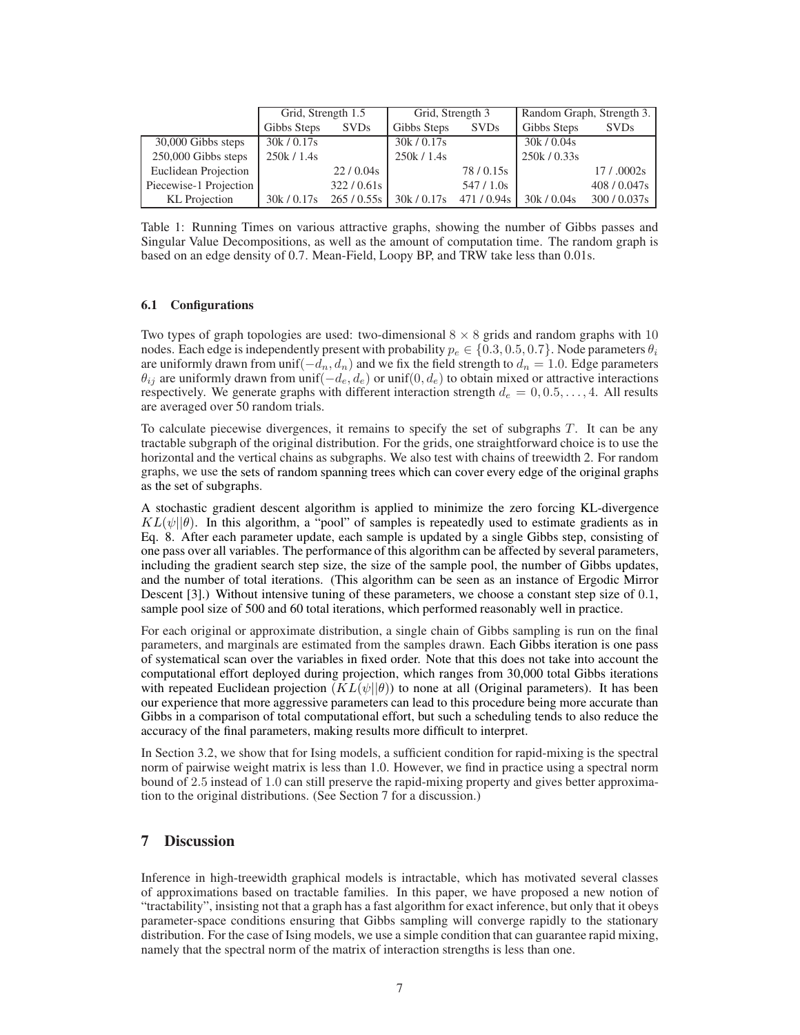| | Grid, Strength 1.5 | | Grid, Strength 3 | | Random Graph, Strength 3. | |
|---|---|---|---|---|---|---|
| | Gibbs Steps | SVDs | Gibbs Steps | SVDs | Gibbs Steps | SVDs |
| 30,000 Gibbs steps | 30k / 0.17s | | 30k / 0.17s | | 30k / 0.04s | |
| 250,000 Gibbs steps | 250k / 1.4s | | 250k / 1.4s | | 250k / 0.33s | |
| Euclidean Projection | | 22 / 0.04s | | 78 / 0.15s | | 17 / .0002s |
| Piecewise-1 Projection | | 322 / 0.61s | | 547 / 1.0s | | 408 / 0.047s |
| KL Projection | 30k / 0.17s | 265 / 0.55s | 30k / 0.17s | 471 / 0.94s | 30k / 0.04s | 300 / 0.037s |

Table 1: Running Times on various attractive graphs, showing the number of Gibbs passes and Singular Value Decompositions, as well as the amount of computation time. The random graph is based on an edge density of 0.7. Mean-Field, Loopy BP, and TRW take less than 0.01s.

### 6.1 Configurations

Two types of graph topologies are used: two-dimensional $8 \times 8$ grids and random graphs with 10 nodes. Each edge is independently present with probability $p_e \in \{0.3, 0.5, 0.7\}$. Node parameters $\theta_i$ are uniformly drawn from $\text{unif}(-d_n, d_n)$ and we fix the field strength to $d_n = 1.0$. Edge parameters $\theta_{ij}$ are uniformly drawn from $\text{unif}(-d_e, d_e)$ or $\text{unif}(0, d_e)$ to obtain mixed or attractive interactions respectively. We generate graphs with different interaction strength $d_e = 0, 0.5, \ldots, 4$. All results are averaged over 50 random trials.

To calculate piecewise divergences, it remains to specify the set of subgraphs $T$. It can be any tractable subgraph of the original distribution. For the grids, one straightforward choice is to use the horizontal and the vertical chains as subgraphs. We also test with chains of treewidth 2. For random graphs, we use the sets of random spanning trees which can cover every edge of the original graphs as the set of subgraphs.

A stochastic gradient descent algorithm is applied to minimize the zero forcing KL-divergence $KL(\psi||\theta)$. In this algorithm, a "pool" of samples is repeatedly used to estimate gradients as in Eq. 8. After each parameter update, each sample is updated by a single Gibbs step, consisting of one pass over all variables. The performance of this algorithm can be affected by several parameters, including the gradient search step size, the size of the sample pool, the number of Gibbs updates, and the number of total iterations. (This algorithm can be seen as an instance of Ergodic Mirror Descent [3].) Without intensive tuning of these parameters, we choose a constant step size of 0.1, sample pool size of 500 and 60 total iterations, which performed reasonably well in practice.

For each original or approximate distribution, a single chain of Gibbs sampling is run on the final parameters, and marginals are estimated from the samples drawn. Each Gibbs iteration is one pass of systematical scan over the variables in fixed order. Note that this does not take into account the computational effort deployed during projection, which ranges from 30,000 total Gibbs iterations with repeated Euclidean projection ($KL(\psi||\theta)$) to none at all (Original parameters). It has been our experience that more aggressive parameters can lead to this procedure being more accurate than Gibbs in a comparison of total computational effort, but such a scheduling tends to also reduce the accuracy of the final parameters, making results more difficult to interpret.

In Section 3.2, we show that for Ising models, a sufficient condition for rapid-mixing is the spectral norm of pairwise weight matrix is less than 1.0. However, we find in practice using a spectral norm bound of 2.5 instead of 1.0 can still preserve the rapid-mixing property and gives better approximation to the original distributions. (See Section 7 for a discussion.)

## 7 Discussion

Inference in high-treewidth graphical models is intractable, which has motivated several classes of approximations based on tractable families. In this paper, we have proposed a new notion of "tractability", insisting not that a graph has a fast algorithm for exact inference, but only that it obeys parameter-space conditions ensuring that Gibbs sampling will converge rapidly to the stationary distribution. For the case of Ising models, we use a simple condition that can guarantee rapid mixing, namely that the spectral norm of the matrix of interaction strengths is less than one.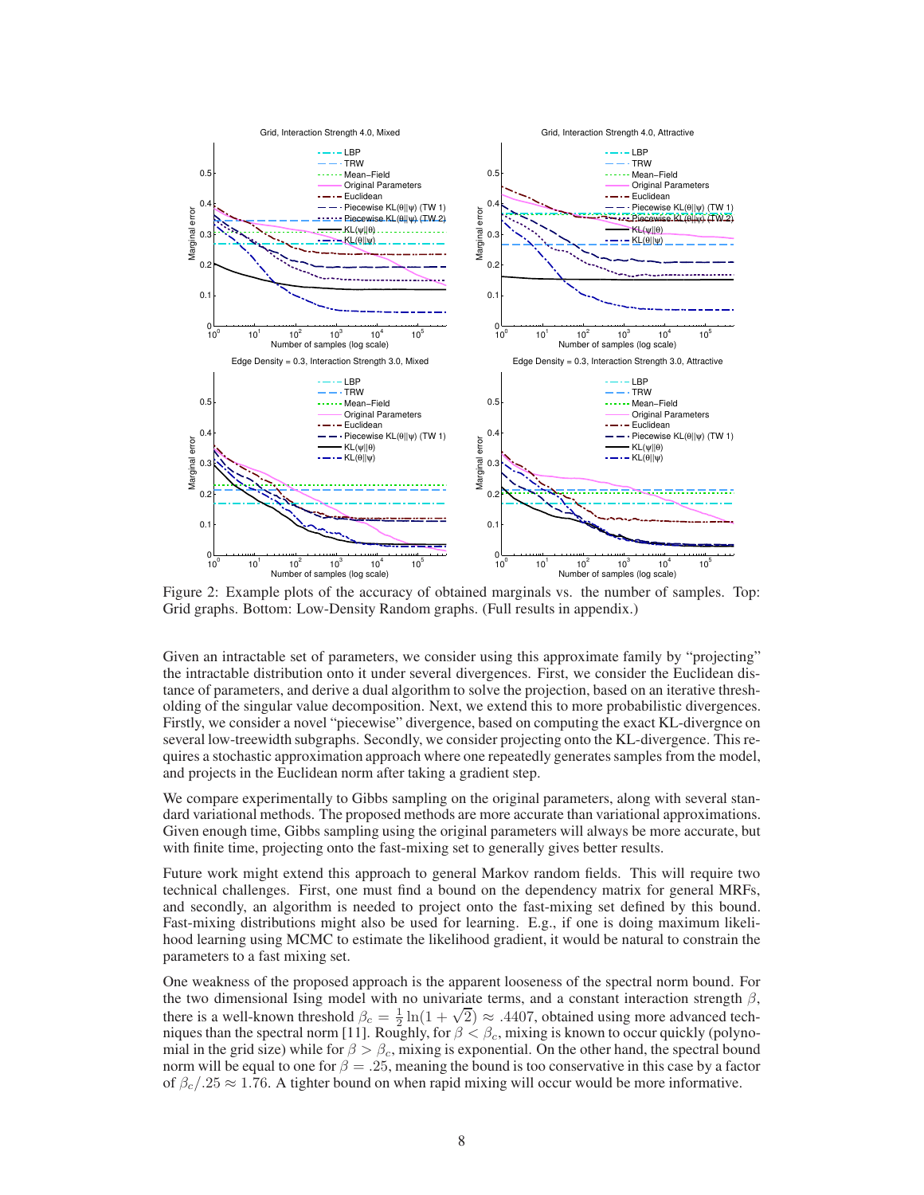Figure 2: Example plots of the accuracy of obtained marginals vs. the number of samples. Top: Grid graphs. Bottom: Low-Density Random graphs. (Full results in appendix.)

Given an intractable set of parameters, we consider using this approximate family by "projecting" the intractable distribution onto it under several divergences. First, we consider the Euclidean distance of parameters, and derive a dual algorithm to solve the projection, based on an iterative thresholding of the singular value decomposition. Next, we extend this to more probabilistic divergences. Firstly, we consider a novel "piecewise" divergence, based on computing the exact KL-divergnce on several low-treewidth subgraphs. Secondly, we consider projecting onto the KL-divergence. This requires a stochastic approximation approach where one repeatedly generates samples from the model, and projects in the Euclidean norm after taking a gradient step.

We compare experimentally to Gibbs sampling on the original parameters, along with several standard variational methods. The proposed methods are more accurate than variational approximations. Given enough time, Gibbs sampling using the original parameters will always be more accurate, but with finite time, projecting onto the fast-mixing set to generally gives better results.

Future work might extend this approach to general Markov random fields. This will require two technical challenges. First, one must find a bound on the dependency matrix for general MRFs, and secondly, an algorithm is needed to project onto the fast-mixing set defined by this bound. Fast-mixing distributions might also be used for learning. E.g., if one is doing maximum likelihood learning using MCMC to estimate the likelihood gradient, it would be natural to constrain the parameters to a fast mixing set.

One weakness of the proposed approach is the apparent looseness of the spectral norm bound. For the two dimensional Ising model with no univariate terms, and a constant interaction strength $\beta$, there is a well-known threshold $\beta_c = \frac{1}{2}\ln(1+\sqrt{2}) \approx .4407$, obtained using more advanced techniques than the spectral norm [11]. Roughly, for $\beta < \beta_c$, mixing is known to occur quickly (polynomial in the grid size) while for $\beta > \beta_c$, mixing is exponential. On the other hand, the spectral bound norm will be equal to one for $\beta = .25$, meaning the bound is too conservative in this case by a factor of $\beta_c/.25 \approx 1.76$. A tighter bound on when rapid mixing will occur would be more informative.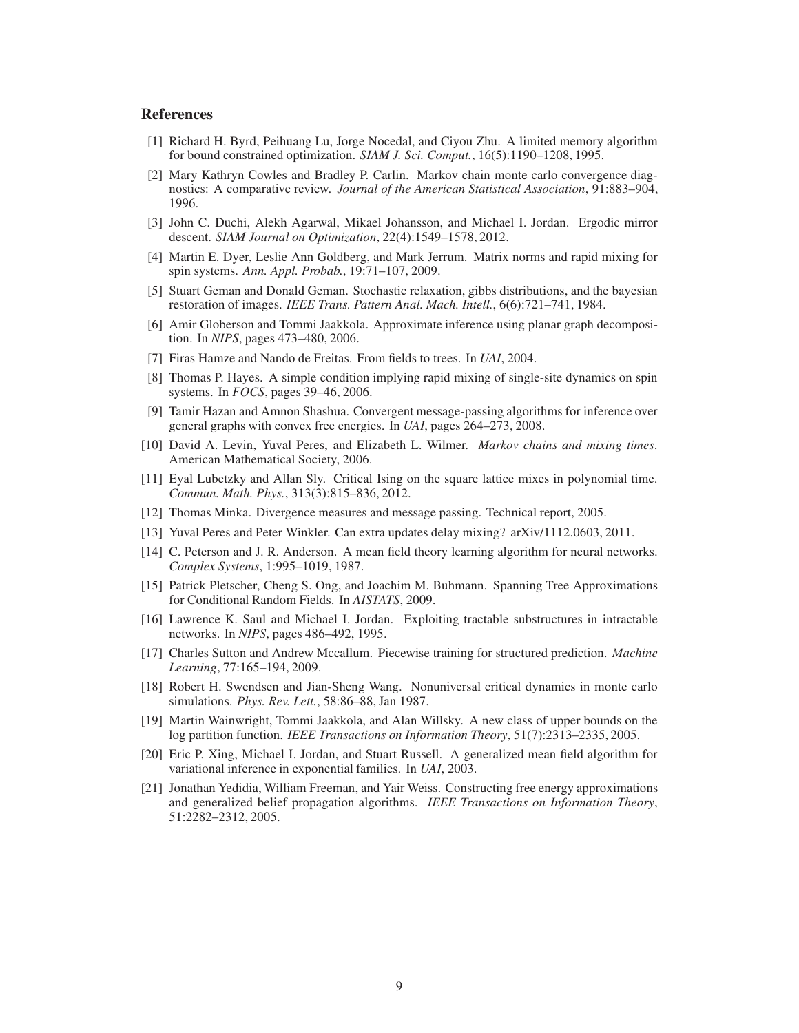## References

[1] Richard H. Byrd, Peihuang Lu, Jorge Nocedal, and Ciyou Zhu. A limited memory algorithm for bound constrained optimization. *SIAM J. Sci. Comput.*, 16(5):1190–1208, 1995.

[2] Mary Kathryn Cowles and Bradley P. Carlin. Markov chain monte carlo convergence diagnostics: A comparative review. *Journal of the American Statistical Association*, 91:883–904, 1996.

[3] John C. Duchi, Alekh Agarwal, Mikael Johansson, and Michael I. Jordan. Ergodic mirror descent. *SIAM Journal on Optimization*, 22(4):1549–1578, 2012.

[4] Martin E. Dyer, Leslie Ann Goldberg, and Mark Jerrum. Matrix norms and rapid mixing for spin systems. *Ann. Appl. Probab.*, 19:71–107, 2009.

[5] Stuart Geman and Donald Geman. Stochastic relaxation, gibbs distributions, and the bayesian restoration of images. *IEEE Trans. Pattern Anal. Mach. Intell.*, 6(6):721–741, 1984.

[6] Amir Globerson and Tommi Jaakkola. Approximate inference using planar graph decomposition. In *NIPS*, pages 473–480, 2006.

[7] Firas Hamze and Nando de Freitas. From fields to trees. In *UAI*, 2004.

[8] Thomas P. Hayes. A simple condition implying rapid mixing of single-site dynamics on spin systems. In *FOCS*, pages 39–46, 2006.

[9] Tamir Hazan and Amnon Shashua. Convergent message-passing algorithms for inference over general graphs with convex free energies. In *UAI*, pages 264–273, 2008.

[10] David A. Levin, Yuval Peres, and Elizabeth L. Wilmer. *Markov chains and mixing times*. American Mathematical Society, 2006.

[11] Eyal Lubetzky and Allan Sly. Critical Ising on the square lattice mixes in polynomial time. *Commun. Math. Phys.*, 313(3):815–836, 2012.

[12] Thomas Minka. Divergence measures and message passing. Technical report, 2005.

[13] Yuval Peres and Peter Winkler. Can extra updates delay mixing? arXiv/1112.0603, 2011.

[14] C. Peterson and J. R. Anderson. A mean field theory learning algorithm for neural networks. *Complex Systems*, 1:995–1019, 1987.

[15] Patrick Pletscher, Cheng S. Ong, and Joachim M. Buhmann. Spanning Tree Approximations for Conditional Random Fields. In *AISTATS*, 2009.

[16] Lawrence K. Saul and Michael I. Jordan. Exploiting tractable substructures in intractable networks. In *NIPS*, pages 486–492, 1995.

[17] Charles Sutton and Andrew Mccallum. Piecewise training for structured prediction. *Machine Learning*, 77:165–194, 2009.

[18] Robert H. Swendsen and Jian-Sheng Wang. Nonuniversal critical dynamics in monte carlo simulations. *Phys. Rev. Lett.*, 58:86–88, Jan 1987.

[19] Martin Wainwright, Tommi Jaakkola, and Alan Willsky. A new class of upper bounds on the log partition function. *IEEE Transactions on Information Theory*, 51(7):2313–2335, 2005.

[20] Eric P. Xing, Michael I. Jordan, and Stuart Russell. A generalized mean field algorithm for variational inference in exponential families. In *UAI*, 2003.

[21] Jonathan Yedidia, William Freeman, and Yair Weiss. Constructing free energy approximations and generalized belief propagation algorithms. *IEEE Transactions on Information Theory*, 51:2282–2312, 2005.